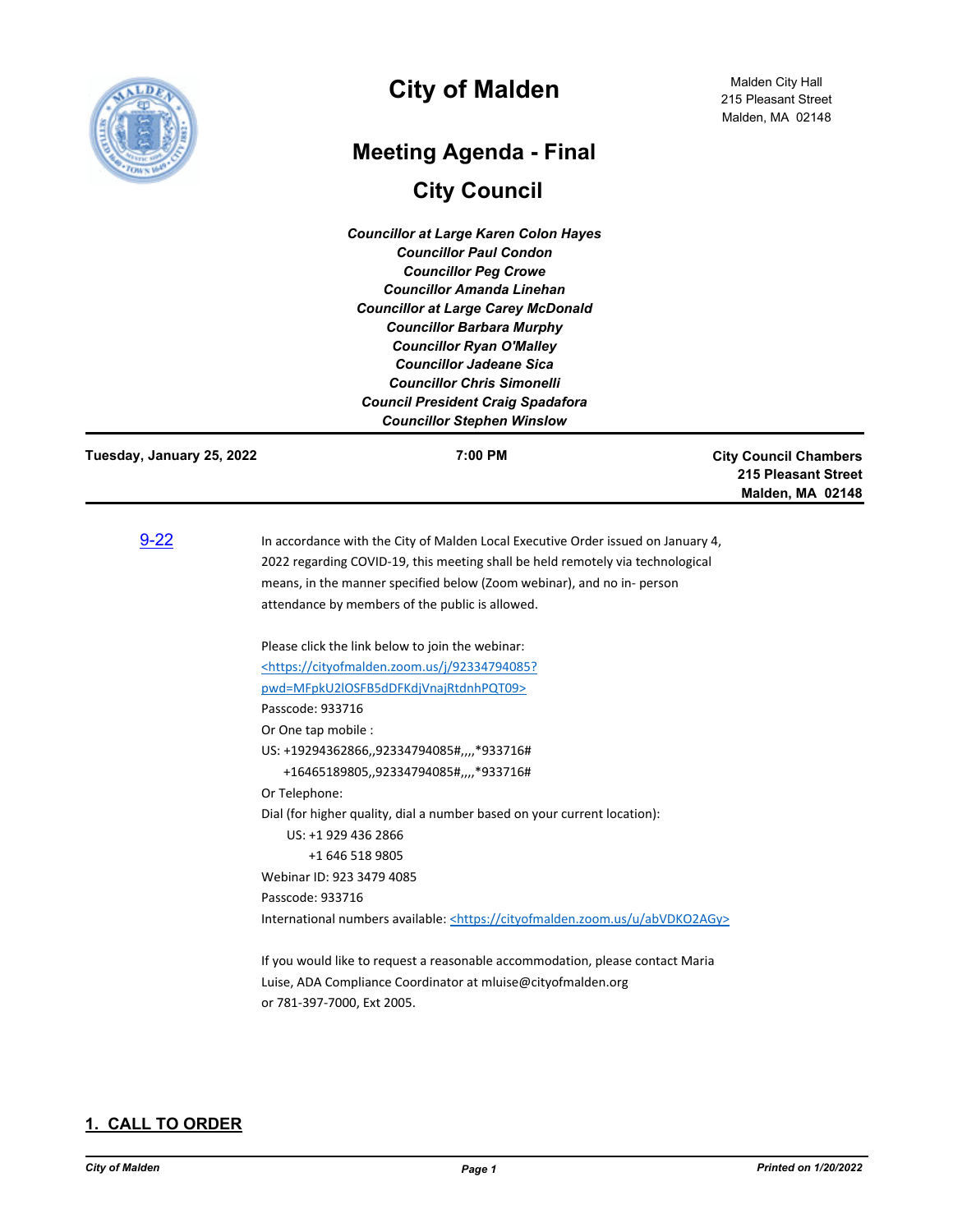# City of Malden

Malden City Hall
215 Pleasant Street
Malden, MA 02148

## Meeting Agenda - Final

## City Council

***Councillor at Large Karen Colon Hayes***
***Councillor Paul Condon***
***Councillor Peg Crowe***
***Councillor Amanda Linehan***
***Councillor at Large Carey McDonald***
***Councillor Barbara Murphy***
***Councillor Ryan O'Malley***
***Councillor Jadeane Sica***
***Councillor Chris Simonelli***
***Council President Craig Spadafora***
***Councillor Stephen Winslow***

---

**Tuesday, January 25, 2022** | **7:00 PM** | **City Council Chambers, 215 Pleasant Street, Malden, MA 02148**

---

9-22

In accordance with the City of Malden Local Executive Order issued on January 4, 2022 regarding COVID-19, this meeting shall be held remotely via technological means, in the manner specified below (Zoom webinar), and no in- person attendance by members of the public is allowed.

Please click the link below to join the webinar:
<https://cityofmalden.zoom.us/j/92334794085?pwd=MFpkU2lOSFB5dDFKdjVnajRtdnhPQT09>
Passcode: 933716
Or One tap mobile :
US: +19294362866,,92334794085#,,,,*933716#
+16465189805,,92334794085#,,,,*933716#
Or Telephone:
Dial (for higher quality, dial a number based on your current location):
US: +1 929 436 2866
+1 646 518 9805
Webinar ID: 923 3479 4085
Passcode: 933716
International numbers available: <https://cityofmalden.zoom.us/u/abVDKO2AGy>

If you would like to request a reasonable accommodation, please contact Maria Luise, ADA Compliance Coordinator at mluise@cityofmalden.org or 781-397-7000, Ext 2005.

## 1. CALL TO ORDER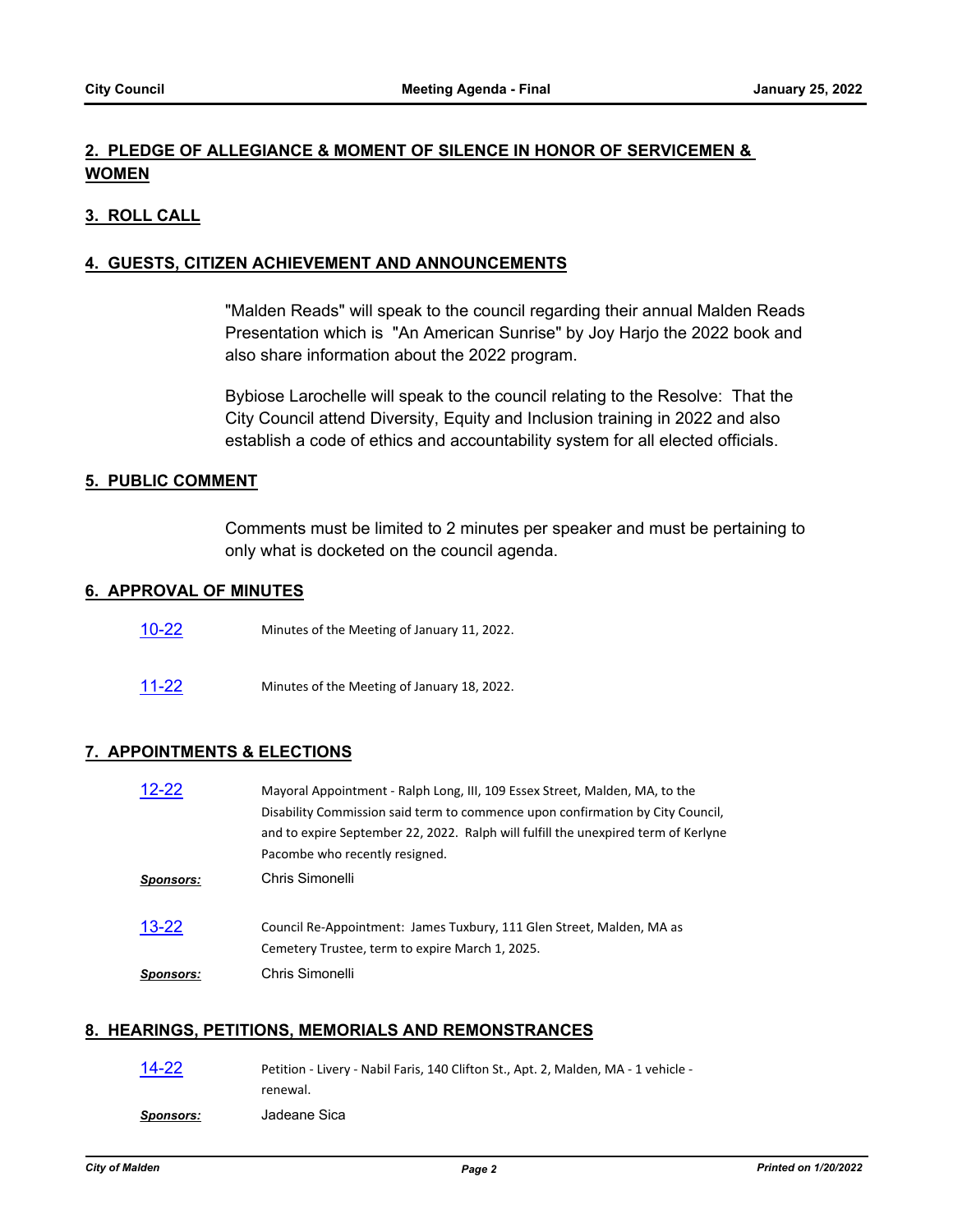## 2. PLEDGE OF ALLEGIANCE & MOMENT OF SILENCE IN HONOR OF SERVICEMEN & WOMEN

## 3. ROLL CALL

## 4. GUESTS, CITIZEN ACHIEVEMENT AND ANNOUNCEMENTS

"Malden Reads" will speak to the council regarding their annual Malden Reads Presentation which is "An American Sunrise" by Joy Harjo the 2022 book and also share information about the 2022 program.

Bybiose Larochelle will speak to the council relating to the Resolve: That the City Council attend Diversity, Equity and Inclusion training in 2022 and also establish a code of ethics and accountability system for all elected officials.

## 5. PUBLIC COMMENT

Comments must be limited to 2 minutes per speaker and must be pertaining to only what is docketed on the council agenda.

## 6. APPROVAL OF MINUTES

[10-22] Minutes of the Meeting of January 11, 2022.

[11-22] Minutes of the Meeting of January 18, 2022.

## 7. APPOINTMENTS & ELECTIONS

[12-22] Mayoral Appointment - Ralph Long, III, 109 Essex Street, Malden, MA, to the Disability Commission said term to commence upon confirmation by City Council, and to expire September 22, 2022. Ralph will fulfill the unexpired term of Kerlyne Pacombe who recently resigned.

***Sponsors:*** Chris Simonelli

[13-22] Council Re-Appointment: James Tuxbury, 111 Glen Street, Malden, MA as Cemetery Trustee, term to expire March 1, 2025.

***Sponsors:*** Chris Simonelli

## 8. HEARINGS, PETITIONS, MEMORIALS AND REMONSTRANCES

[14-22] Petition - Livery - Nabil Faris, 140 Clifton St., Apt. 2, Malden, MA - 1 vehicle - renewal.

***Sponsors:*** Jadeane Sica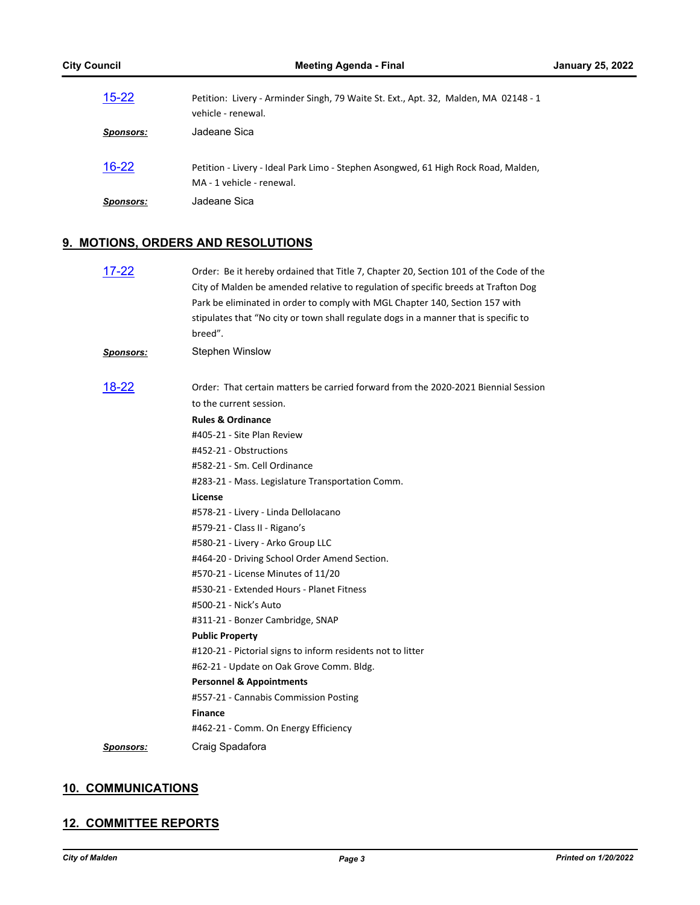15-22 Petition: Livery - Arminder Singh, 79 Waite St. Ext., Apt. 32, Malden, MA 02148 - 1 vehicle - renewal.

***Sponsors:*** Jadeane Sica

16-22 Petition - Livery - Ideal Park Limo - Stephen Asongwed, 61 High Rock Road, Malden, MA - 1 vehicle - renewal.

***Sponsors:*** Jadeane Sica

## 9. MOTIONS, ORDERS AND RESOLUTIONS

17-22 Order: Be it hereby ordained that Title 7, Chapter 20, Section 101 of the Code of the City of Malden be amended relative to regulation of specific breeds at Trafton Dog Park be eliminated in order to comply with MGL Chapter 140, Section 157 with stipulates that "No city or town shall regulate dogs in a manner that is specific to breed".

***Sponsors:*** Stephen Winslow

18-22 Order: That certain matters be carried forward from the 2020-2021 Biennial Session to the current session.

**Rules & Ordinance**

#405-21 - Site Plan Review
#452-21 - Obstructions
#582-21 - Sm. Cell Ordinance
#283-21 - Mass. Legislature Transportation Comm.

**License**

#578-21 - Livery - Linda DelloIacano
#579-21 - Class II - Rigano's
#580-21 - Livery - Arko Group LLC
#464-20 - Driving School Order Amend Section.
#570-21 - License Minutes of 11/20
#530-21 - Extended Hours - Planet Fitness
#500-21 - Nick's Auto
#311-21 - Bonzer Cambridge, SNAP

**Public Property**

#120-21 - Pictorial signs to inform residents not to litter
#62-21 - Update on Oak Grove Comm. Bldg.

**Personnel & Appointments**

#557-21 - Cannabis Commission Posting

**Finance**

#462-21 - Comm. On Energy Efficiency

***Sponsors:*** Craig Spadafora

## 10. COMMUNICATIONS

## 12. COMMITTEE REPORTS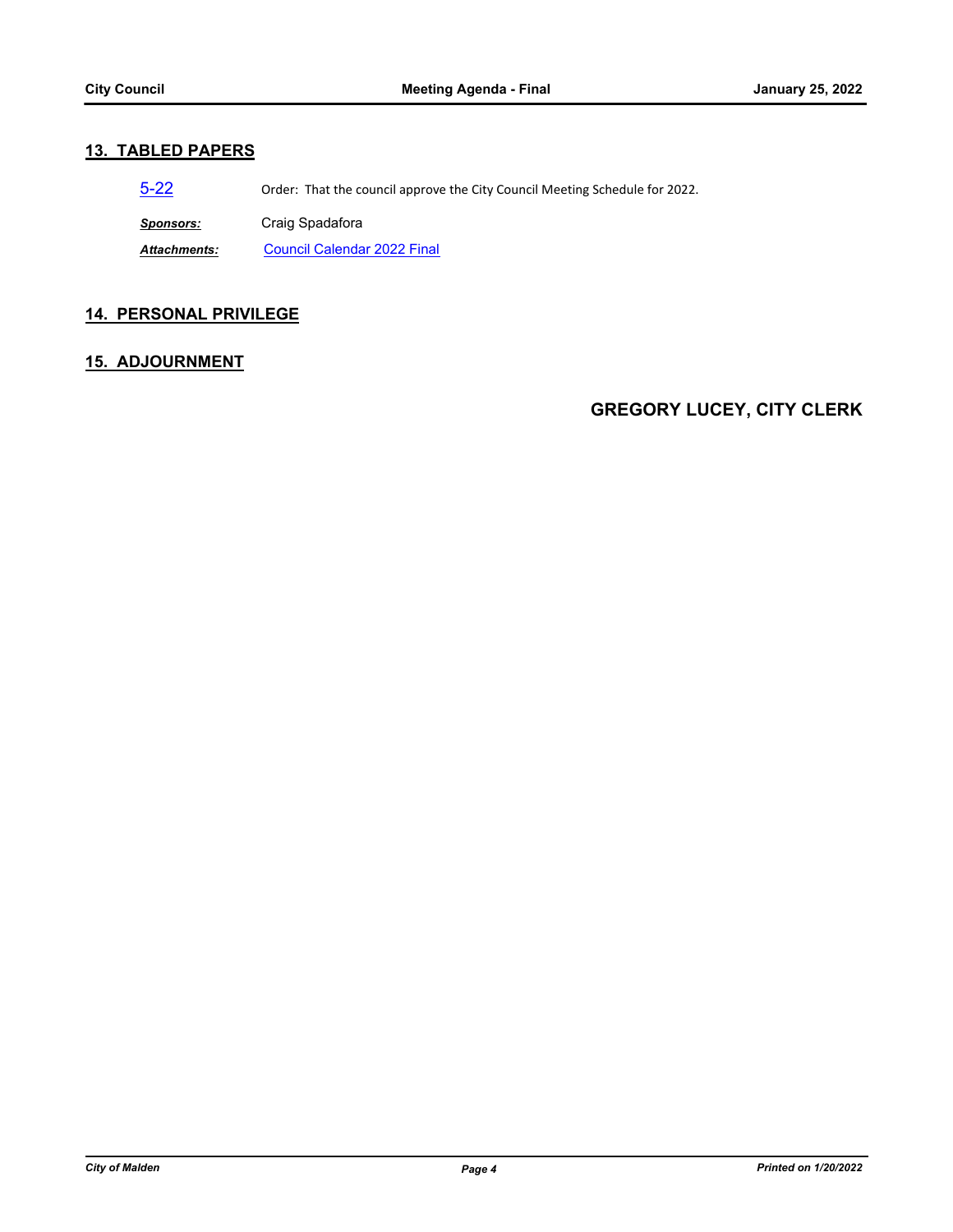## 13. TABLED PAPERS

5-22 Order: That the council approve the City Council Meeting Schedule for 2022.

***Sponsors:*** Craig Spadafora

***Attachments:*** Council Calendar 2022 Final

## 14. PERSONAL PRIVILEGE

## 15. ADJOURNMENT

**GREGORY LUCEY, CITY CLERK**